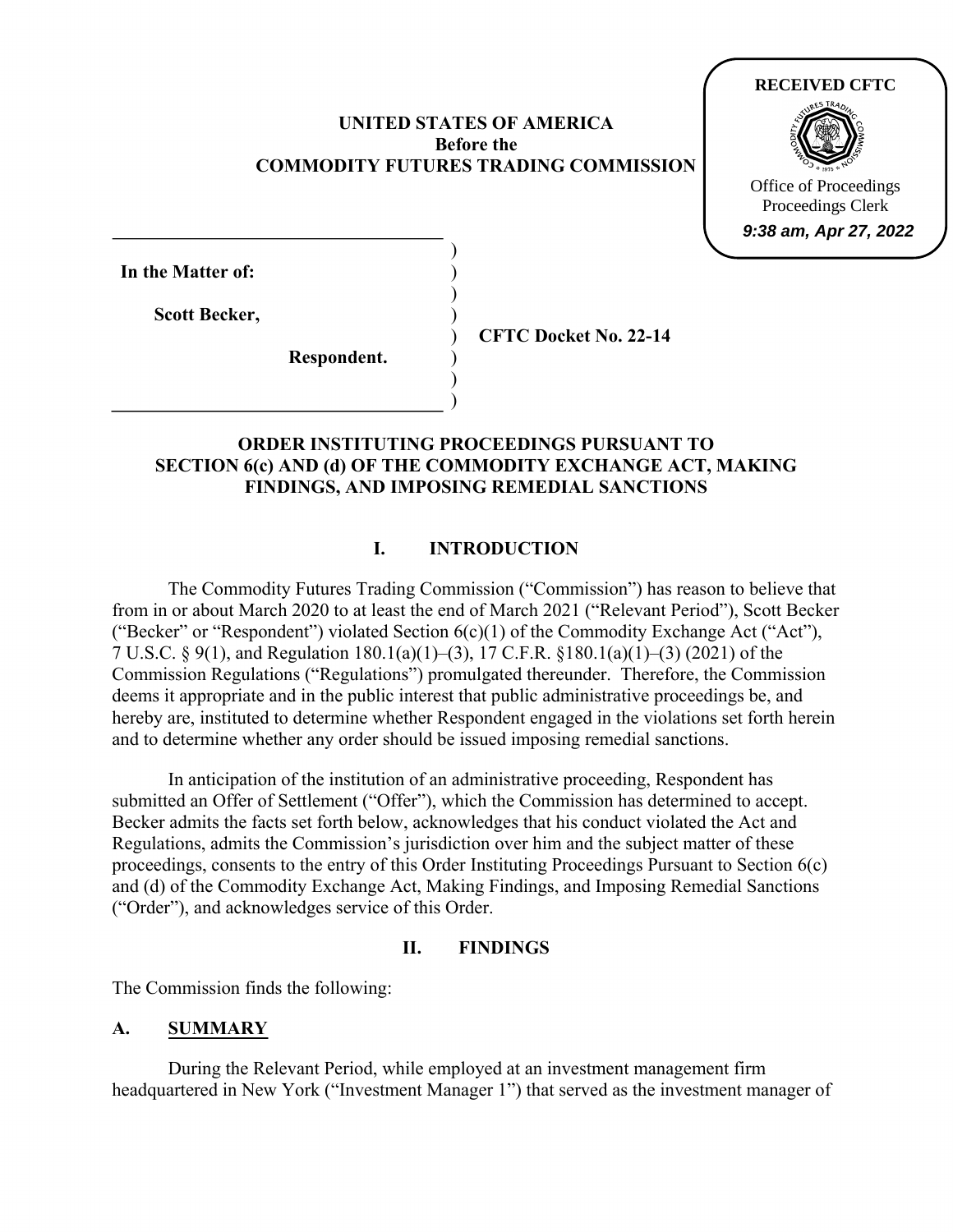RECEIVED CFTC

Office of Proceedings
Proceedings Clerk
*9:38 am, Apr 27, 2022*

**UNITED STATES OF AMERICA**
**Before the**
**COMMODITY FUTURES TRADING COMMISSION**

| | |
|---|---|
| **In the Matter of:** | |
| **Scott Becker,** | **CFTC Docket No. 22-14** |
| **Respondent.** | |

## ORDER INSTITUTING PROCEEDINGS PURSUANT TO SECTION 6(c) AND (d) OF THE COMMODITY EXCHANGE ACT, MAKING FINDINGS, AND IMPOSING REMEDIAL SANCTIONS

## I. INTRODUCTION

The Commodity Futures Trading Commission ("Commission") has reason to believe that from in or about March 2020 to at least the end of March 2021 ("Relevant Period"), Scott Becker ("Becker" or "Respondent") violated Section 6(c)(1) of the Commodity Exchange Act ("Act"), 7 U.S.C. § 9(1), and Regulation 180.1(a)(1)–(3), 17 C.F.R. §180.1(a)(1)–(3) (2021) of the Commission Regulations ("Regulations") promulgated thereunder. Therefore, the Commission deems it appropriate and in the public interest that public administrative proceedings be, and hereby are, instituted to determine whether Respondent engaged in the violations set forth herein and to determine whether any order should be issued imposing remedial sanctions.

In anticipation of the institution of an administrative proceeding, Respondent has submitted an Offer of Settlement ("Offer"), which the Commission has determined to accept. Becker admits the facts set forth below, acknowledges that his conduct violated the Act and Regulations, admits the Commission's jurisdiction over him and the subject matter of these proceedings, consents to the entry of this Order Instituting Proceedings Pursuant to Section 6(c) and (d) of the Commodity Exchange Act, Making Findings, and Imposing Remedial Sanctions ("Order"), and acknowledges service of this Order.

## II. FINDINGS

The Commission finds the following:

### A. SUMMARY

During the Relevant Period, while employed at an investment management firm headquartered in New York ("Investment Manager 1") that served as the investment manager of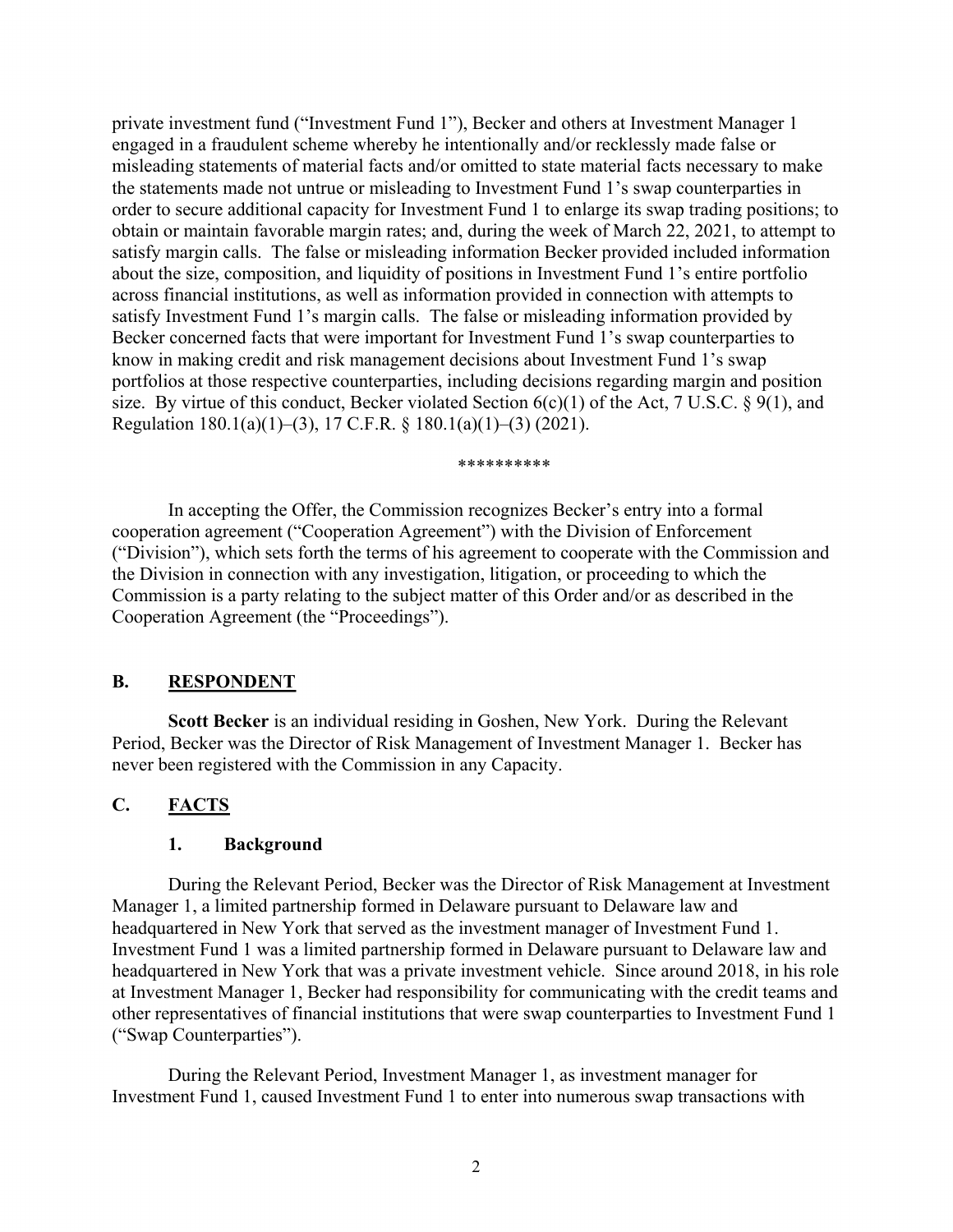private investment fund ("Investment Fund 1"), Becker and others at Investment Manager 1 engaged in a fraudulent scheme whereby he intentionally and/or recklessly made false or misleading statements of material facts and/or omitted to state material facts necessary to make the statements made not untrue or misleading to Investment Fund 1's swap counterparties in order to secure additional capacity for Investment Fund 1 to enlarge its swap trading positions; to obtain or maintain favorable margin rates; and, during the week of March 22, 2021, to attempt to satisfy margin calls. The false or misleading information Becker provided included information about the size, composition, and liquidity of positions in Investment Fund 1's entire portfolio across financial institutions, as well as information provided in connection with attempts to satisfy Investment Fund 1's margin calls. The false or misleading information provided by Becker concerned facts that were important for Investment Fund 1's swap counterparties to know in making credit and risk management decisions about Investment Fund 1's swap portfolios at those respective counterparties, including decisions regarding margin and position size. By virtue of this conduct, Becker violated Section 6(c)(1) of the Act, 7 U.S.C. § 9(1), and Regulation 180.1(a)(1)–(3), 17 C.F.R. § 180.1(a)(1)–(3) (2021).

**********

In accepting the Offer, the Commission recognizes Becker's entry into a formal cooperation agreement ("Cooperation Agreement") with the Division of Enforcement ("Division"), which sets forth the terms of his agreement to cooperate with the Commission and the Division in connection with any investigation, litigation, or proceeding to which the Commission is a party relating to the subject matter of this Order and/or as described in the Cooperation Agreement (the "Proceedings").

## B. RESPONDENT

**Scott Becker** is an individual residing in Goshen, New York. During the Relevant Period, Becker was the Director of Risk Management of Investment Manager 1. Becker has never been registered with the Commission in any Capacity.

## C. FACTS

### 1. Background

During the Relevant Period, Becker was the Director of Risk Management at Investment Manager 1, a limited partnership formed in Delaware pursuant to Delaware law and headquartered in New York that served as the investment manager of Investment Fund 1. Investment Fund 1 was a limited partnership formed in Delaware pursuant to Delaware law and headquartered in New York that was a private investment vehicle. Since around 2018, in his role at Investment Manager 1, Becker had responsibility for communicating with the credit teams and other representatives of financial institutions that were swap counterparties to Investment Fund 1 ("Swap Counterparties").

During the Relevant Period, Investment Manager 1, as investment manager for Investment Fund 1, caused Investment Fund 1 to enter into numerous swap transactions with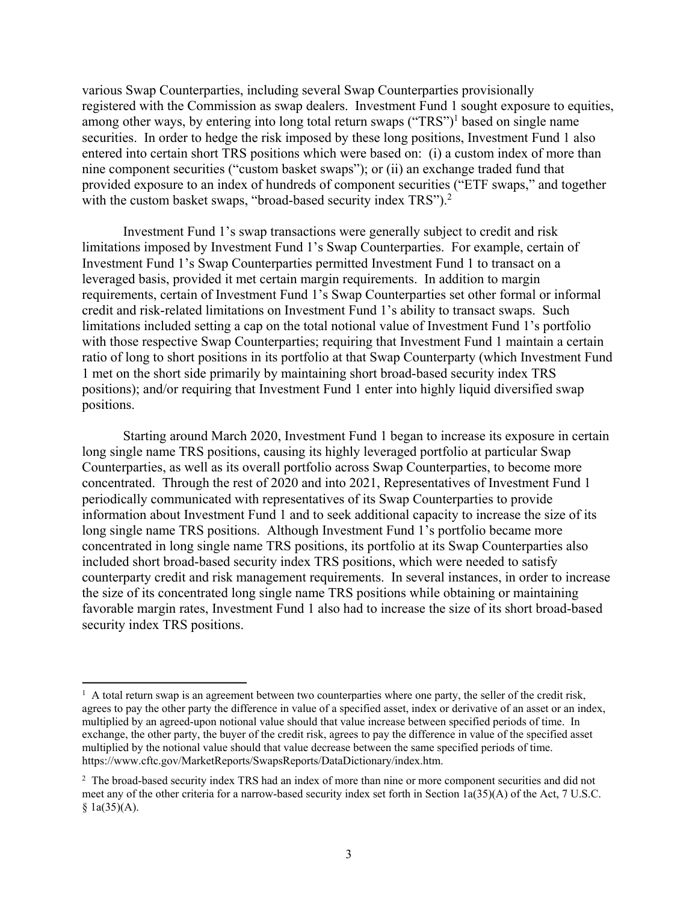various Swap Counterparties, including several Swap Counterparties provisionally registered with the Commission as swap dealers. Investment Fund 1 sought exposure to equities, among other ways, by entering into long total return swaps ("TRS")[1] based on single name securities. In order to hedge the risk imposed by these long positions, Investment Fund 1 also entered into certain short TRS positions which were based on: (i) a custom index of more than nine component securities ("custom basket swaps"); or (ii) an exchange traded fund that provided exposure to an index of hundreds of component securities ("ETF swaps," and together with the custom basket swaps, "broad-based security index TRS").[2]

Investment Fund 1's swap transactions were generally subject to credit and risk limitations imposed by Investment Fund 1's Swap Counterparties. For example, certain of Investment Fund 1's Swap Counterparties permitted Investment Fund 1 to transact on a leveraged basis, provided it met certain margin requirements. In addition to margin requirements, certain of Investment Fund 1's Swap Counterparties set other formal or informal credit and risk-related limitations on Investment Fund 1's ability to transact swaps. Such limitations included setting a cap on the total notional value of Investment Fund 1's portfolio with those respective Swap Counterparties; requiring that Investment Fund 1 maintain a certain ratio of long to short positions in its portfolio at that Swap Counterparty (which Investment Fund 1 met on the short side primarily by maintaining short broad-based security index TRS positions); and/or requiring that Investment Fund 1 enter into highly liquid diversified swap positions.

Starting around March 2020, Investment Fund 1 began to increase its exposure in certain long single name TRS positions, causing its highly leveraged portfolio at particular Swap Counterparties, as well as its overall portfolio across Swap Counterparties, to become more concentrated. Through the rest of 2020 and into 2021, Representatives of Investment Fund 1 periodically communicated with representatives of its Swap Counterparties to provide information about Investment Fund 1 and to seek additional capacity to increase the size of its long single name TRS positions. Although Investment Fund 1's portfolio became more concentrated in long single name TRS positions, its portfolio at its Swap Counterparties also included short broad-based security index TRS positions, which were needed to satisfy counterparty credit and risk management requirements. In several instances, in order to increase the size of its concentrated long single name TRS positions while obtaining or maintaining favorable margin rates, Investment Fund 1 also had to increase the size of its short broad-based security index TRS positions.

---

[1] A total return swap is an agreement between two counterparties where one party, the seller of the credit risk, agrees to pay the other party the difference in value of a specified asset, index or derivative of an asset or an index, multiplied by an agreed-upon notional value should that value increase between specified periods of time. In exchange, the other party, the buyer of the credit risk, agrees to pay the difference in value of the specified asset multiplied by the notional value should that value decrease between the same specified periods of time. https://www.cftc.gov/MarketReports/SwapsReports/DataDictionary/index.htm.

[2] The broad-based security index TRS had an index of more than nine or more component securities and did not meet any of the other criteria for a narrow-based security index set forth in Section 1a(35)(A) of the Act, 7 U.S.C. § 1a(35)(A).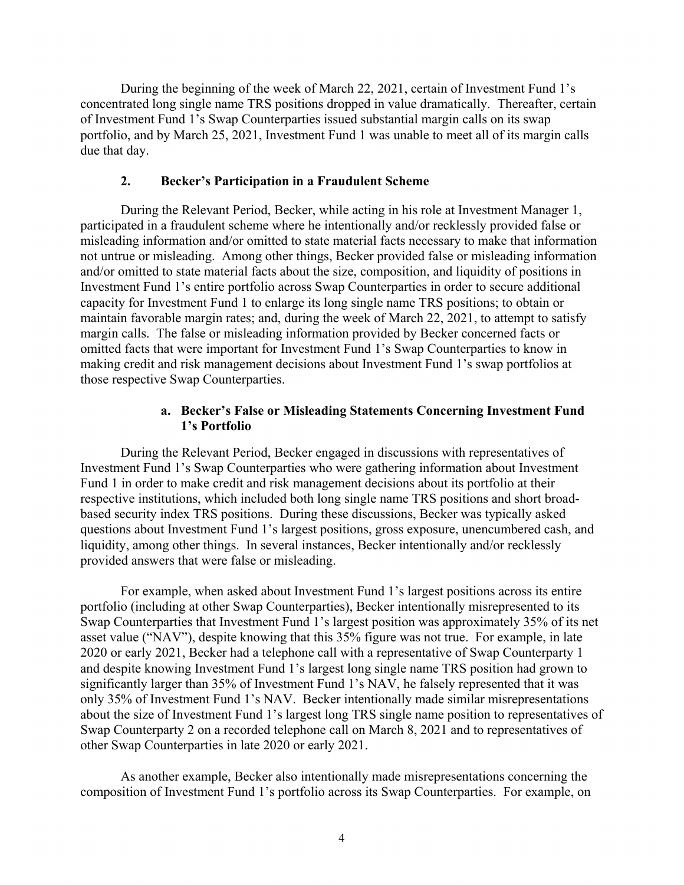During the beginning of the week of March 22, 2021, certain of Investment Fund 1's concentrated long single name TRS positions dropped in value dramatically. Thereafter, certain of Investment Fund 1's Swap Counterparties issued substantial margin calls on its swap portfolio, and by March 25, 2021, Investment Fund 1 was unable to meet all of its margin calls due that day.

### 2. Becker's Participation in a Fraudulent Scheme

During the Relevant Period, Becker, while acting in his role at Investment Manager 1, participated in a fraudulent scheme where he intentionally and/or recklessly provided false or misleading information and/or omitted to state material facts necessary to make that information not untrue or misleading. Among other things, Becker provided false or misleading information and/or omitted to state material facts about the size, composition, and liquidity of positions in Investment Fund 1's entire portfolio across Swap Counterparties in order to secure additional capacity for Investment Fund 1 to enlarge its long single name TRS positions; to obtain or maintain favorable margin rates; and, during the week of March 22, 2021, to attempt to satisfy margin calls. The false or misleading information provided by Becker concerned facts or omitted facts that were important for Investment Fund 1's Swap Counterparties to know in making credit and risk management decisions about Investment Fund 1's swap portfolios at those respective Swap Counterparties.

#### a. Becker's False or Misleading Statements Concerning Investment Fund 1's Portfolio

During the Relevant Period, Becker engaged in discussions with representatives of Investment Fund 1's Swap Counterparties who were gathering information about Investment Fund 1 in order to make credit and risk management decisions about its portfolio at their respective institutions, which included both long single name TRS positions and short broad-based security index TRS positions. During these discussions, Becker was typically asked questions about Investment Fund 1's largest positions, gross exposure, unencumbered cash, and liquidity, among other things. In several instances, Becker intentionally and/or recklessly provided answers that were false or misleading.

For example, when asked about Investment Fund 1's largest positions across its entire portfolio (including at other Swap Counterparties), Becker intentionally misrepresented to its Swap Counterparties that Investment Fund 1's largest position was approximately 35% of its net asset value ("NAV"), despite knowing that this 35% figure was not true. For example, in late 2020 or early 2021, Becker had a telephone call with a representative of Swap Counterparty 1 and despite knowing Investment Fund 1's largest long single name TRS position had grown to significantly larger than 35% of Investment Fund 1's NAV, he falsely represented that it was only 35% of Investment Fund 1's NAV. Becker intentionally made similar misrepresentations about the size of Investment Fund 1's largest long TRS single name position to representatives of Swap Counterparty 2 on a recorded telephone call on March 8, 2021 and to representatives of other Swap Counterparties in late 2020 or early 2021.

As another example, Becker also intentionally made misrepresentations concerning the composition of Investment Fund 1's portfolio across its Swap Counterparties. For example, on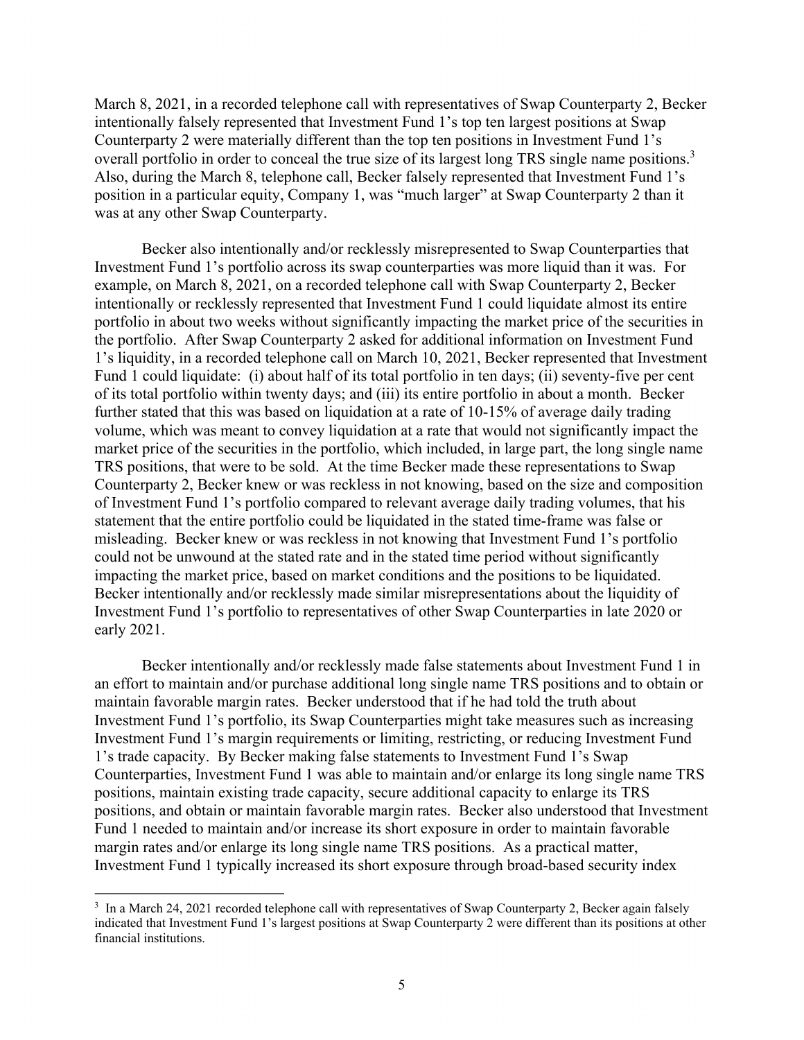March 8, 2021, in a recorded telephone call with representatives of Swap Counterparty 2, Becker intentionally falsely represented that Investment Fund 1's top ten largest positions at Swap Counterparty 2 were materially different than the top ten positions in Investment Fund 1's overall portfolio in order to conceal the true size of its largest long TRS single name positions.[3] Also, during the March 8, telephone call, Becker falsely represented that Investment Fund 1's position in a particular equity, Company 1, was "much larger" at Swap Counterparty 2 than it was at any other Swap Counterparty.

Becker also intentionally and/or recklessly misrepresented to Swap Counterparties that Investment Fund 1's portfolio across its swap counterparties was more liquid than it was. For example, on March 8, 2021, on a recorded telephone call with Swap Counterparty 2, Becker intentionally or recklessly represented that Investment Fund 1 could liquidate almost its entire portfolio in about two weeks without significantly impacting the market price of the securities in the portfolio. After Swap Counterparty 2 asked for additional information on Investment Fund 1's liquidity, in a recorded telephone call on March 10, 2021, Becker represented that Investment Fund 1 could liquidate: (i) about half of its total portfolio in ten days; (ii) seventy-five per cent of its total portfolio within twenty days; and (iii) its entire portfolio in about a month. Becker further stated that this was based on liquidation at a rate of 10-15% of average daily trading volume, which was meant to convey liquidation at a rate that would not significantly impact the market price of the securities in the portfolio, which included, in large part, the long single name TRS positions, that were to be sold. At the time Becker made these representations to Swap Counterparty 2, Becker knew or was reckless in not knowing, based on the size and composition of Investment Fund 1's portfolio compared to relevant average daily trading volumes, that his statement that the entire portfolio could be liquidated in the stated time-frame was false or misleading. Becker knew or was reckless in not knowing that Investment Fund 1's portfolio could not be unwound at the stated rate and in the stated time period without significantly impacting the market price, based on market conditions and the positions to be liquidated. Becker intentionally and/or recklessly made similar misrepresentations about the liquidity of Investment Fund 1's portfolio to representatives of other Swap Counterparties in late 2020 or early 2021.

Becker intentionally and/or recklessly made false statements about Investment Fund 1 in an effort to maintain and/or purchase additional long single name TRS positions and to obtain or maintain favorable margin rates. Becker understood that if he had told the truth about Investment Fund 1's portfolio, its Swap Counterparties might take measures such as increasing Investment Fund 1's margin requirements or limiting, restricting, or reducing Investment Fund 1's trade capacity. By Becker making false statements to Investment Fund 1's Swap Counterparties, Investment Fund 1 was able to maintain and/or enlarge its long single name TRS positions, maintain existing trade capacity, secure additional capacity to enlarge its TRS positions, and obtain or maintain favorable margin rates. Becker also understood that Investment Fund 1 needed to maintain and/or increase its short exposure in order to maintain favorable margin rates and/or enlarge its long single name TRS positions. As a practical matter, Investment Fund 1 typically increased its short exposure through broad-based security index

[3] In a March 24, 2021 recorded telephone call with representatives of Swap Counterparty 2, Becker again falsely indicated that Investment Fund 1's largest positions at Swap Counterparty 2 were different than its positions at other financial institutions.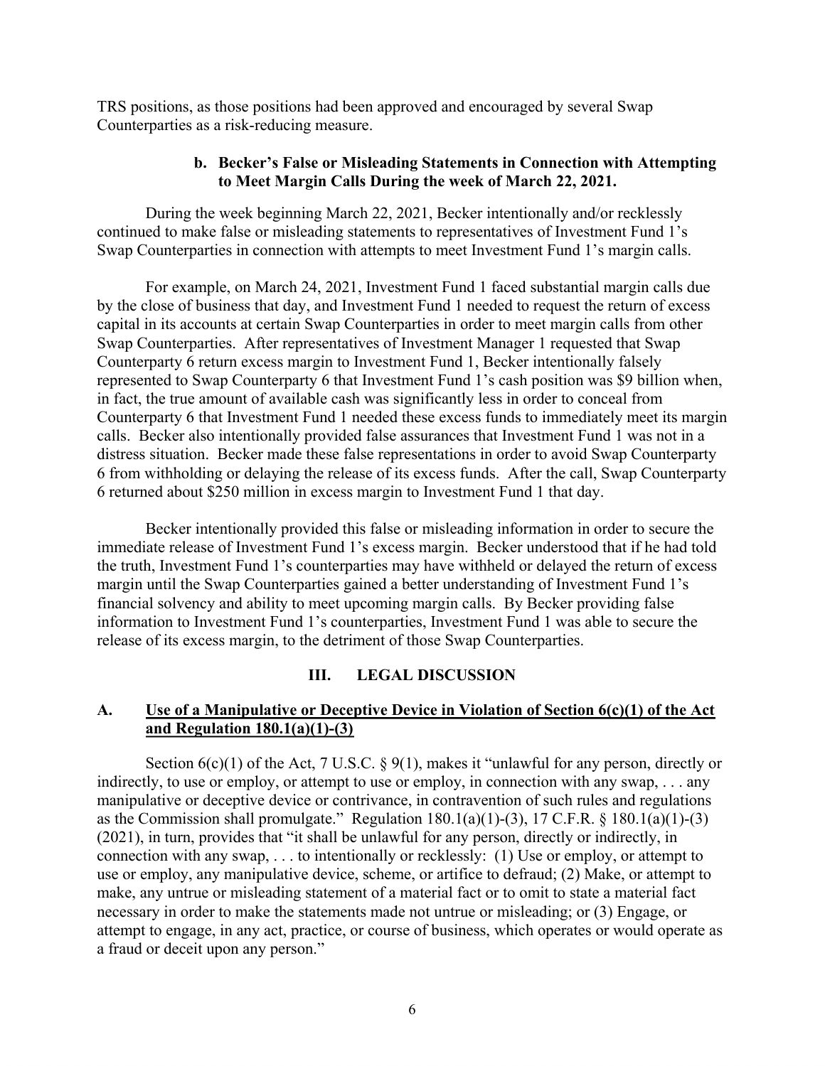TRS positions, as those positions had been approved and encouraged by several Swap Counterparties as a risk-reducing measure.

#### b. Becker's False or Misleading Statements in Connection with Attempting to Meet Margin Calls During the week of March 22, 2021.

During the week beginning March 22, 2021, Becker intentionally and/or recklessly continued to make false or misleading statements to representatives of Investment Fund 1's Swap Counterparties in connection with attempts to meet Investment Fund 1's margin calls.

For example, on March 24, 2021, Investment Fund 1 faced substantial margin calls due by the close of business that day, and Investment Fund 1 needed to request the return of excess capital in its accounts at certain Swap Counterparties in order to meet margin calls from other Swap Counterparties. After representatives of Investment Manager 1 requested that Swap Counterparty 6 return excess margin to Investment Fund 1, Becker intentionally falsely represented to Swap Counterparty 6 that Investment Fund 1's cash position was $9 billion when, in fact, the true amount of available cash was significantly less in order to conceal from Counterparty 6 that Investment Fund 1 needed these excess funds to immediately meet its margin calls. Becker also intentionally provided false assurances that Investment Fund 1 was not in a distress situation. Becker made these false representations in order to avoid Swap Counterparty 6 from withholding or delaying the release of its excess funds. After the call, Swap Counterparty 6 returned about $250 million in excess margin to Investment Fund 1 that day.

Becker intentionally provided this false or misleading information in order to secure the immediate release of Investment Fund 1's excess margin. Becker understood that if he had told the truth, Investment Fund 1's counterparties may have withheld or delayed the return of excess margin until the Swap Counterparties gained a better understanding of Investment Fund 1's financial solvency and ability to meet upcoming margin calls. By Becker providing false information to Investment Fund 1's counterparties, Investment Fund 1 was able to secure the release of its excess margin, to the detriment of those Swap Counterparties.

## III. LEGAL DISCUSSION

### A. Use of a Manipulative or Deceptive Device in Violation of Section 6(c)(1) of the Act and Regulation 180.1(a)(1)-(3)

Section 6(c)(1) of the Act, 7 U.S.C. § 9(1), makes it "unlawful for any person, directly or indirectly, to use or employ, or attempt to use or employ, in connection with any swap, . . . any manipulative or deceptive device or contrivance, in contravention of such rules and regulations as the Commission shall promulgate." Regulation 180.1(a)(1)-(3), 17 C.F.R. § 180.1(a)(1)-(3) (2021), in turn, provides that "it shall be unlawful for any person, directly or indirectly, in connection with any swap, . . . to intentionally or recklessly: (1) Use or employ, or attempt to use or employ, any manipulative device, scheme, or artifice to defraud; (2) Make, or attempt to make, any untrue or misleading statement of a material fact or to omit to state a material fact necessary in order to make the statements made not untrue or misleading; or (3) Engage, or attempt to engage, in any act, practice, or course of business, which operates or would operate as a fraud or deceit upon any person."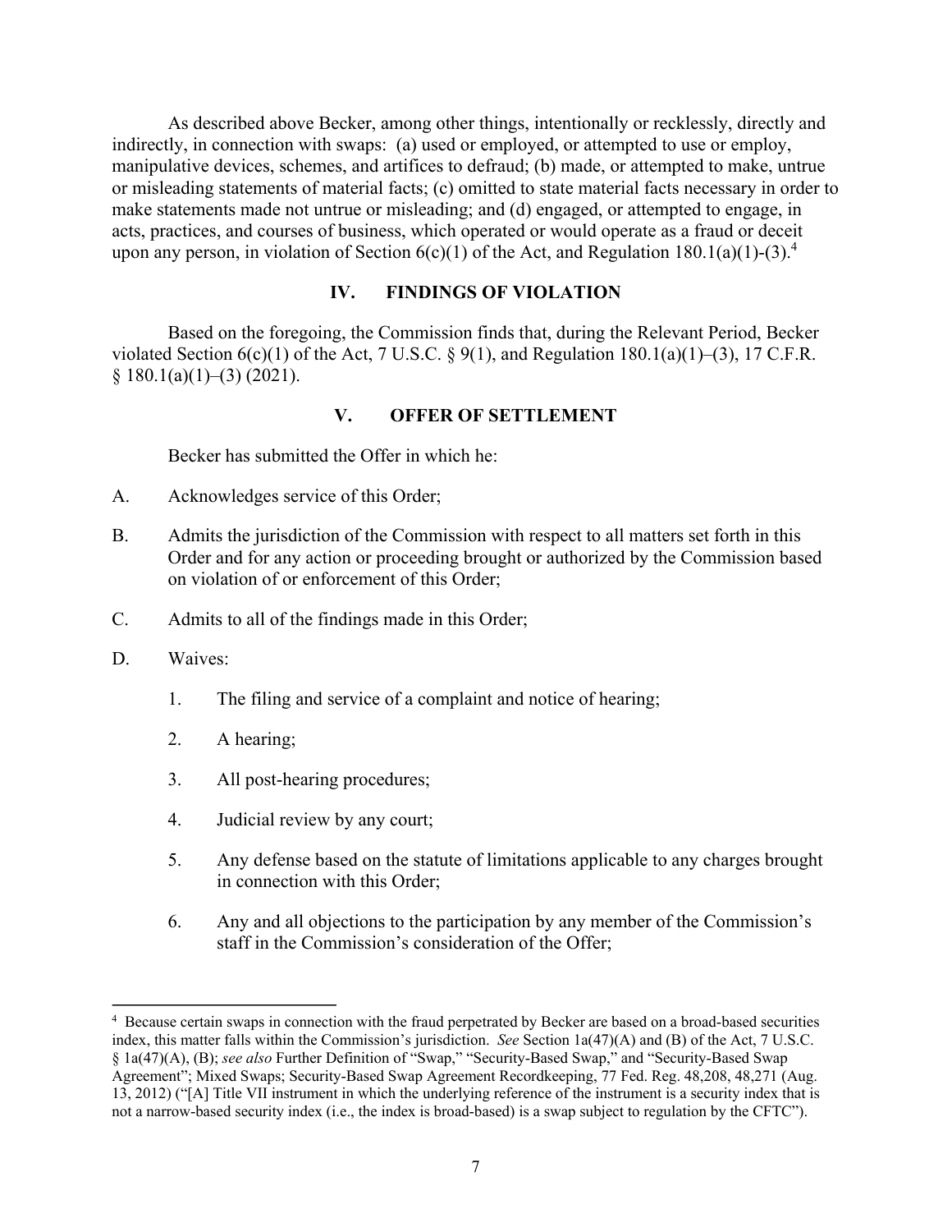As described above Becker, among other things, intentionally or recklessly, directly and indirectly, in connection with swaps: (a) used or employed, or attempted to use or employ, manipulative devices, schemes, and artifices to defraud; (b) made, or attempted to make, untrue or misleading statements of material facts; (c) omitted to state material facts necessary in order to make statements made not untrue or misleading; and (d) engaged, or attempted to engage, in acts, practices, and courses of business, which operated or would operate as a fraud or deceit upon any person, in violation of Section 6(c)(1) of the Act, and Regulation 180.1(a)(1)-(3).[4]

## IV. FINDINGS OF VIOLATION

Based on the foregoing, the Commission finds that, during the Relevant Period, Becker violated Section 6(c)(1) of the Act, 7 U.S.C. § 9(1), and Regulation 180.1(a)(1)–(3), 17 C.F.R. § 180.1(a)(1)–(3) (2021).

## V. OFFER OF SETTLEMENT

Becker has submitted the Offer in which he:

A. Acknowledges service of this Order;

B. Admits the jurisdiction of the Commission with respect to all matters set forth in this Order and for any action or proceeding brought or authorized by the Commission based on violation of or enforcement of this Order;

C. Admits to all of the findings made in this Order;

D. Waives:

1. The filing and service of a complaint and notice of hearing;
2. A hearing;
3. All post-hearing procedures;
4. Judicial review by any court;
5. Any defense based on the statute of limitations applicable to any charges brought in connection with this Order;
6. Any and all objections to the participation by any member of the Commission's staff in the Commission's consideration of the Offer;

---

[4] Because certain swaps in connection with the fraud perpetrated by Becker are based on a broad-based securities index, this matter falls within the Commission's jurisdiction. *See* Section 1a(47)(A) and (B) of the Act, 7 U.S.C. § 1a(47)(A), (B); *see also* Further Definition of "Swap," "Security-Based Swap," and "Security-Based Swap Agreement"; Mixed Swaps; Security-Based Swap Agreement Recordkeeping, 77 Fed. Reg. 48,208, 48,271 (Aug. 13, 2012) ("[A] Title VII instrument in which the underlying reference of the instrument is a security index that is not a narrow-based security index (i.e., the index is broad-based) is a swap subject to regulation by the CFTC").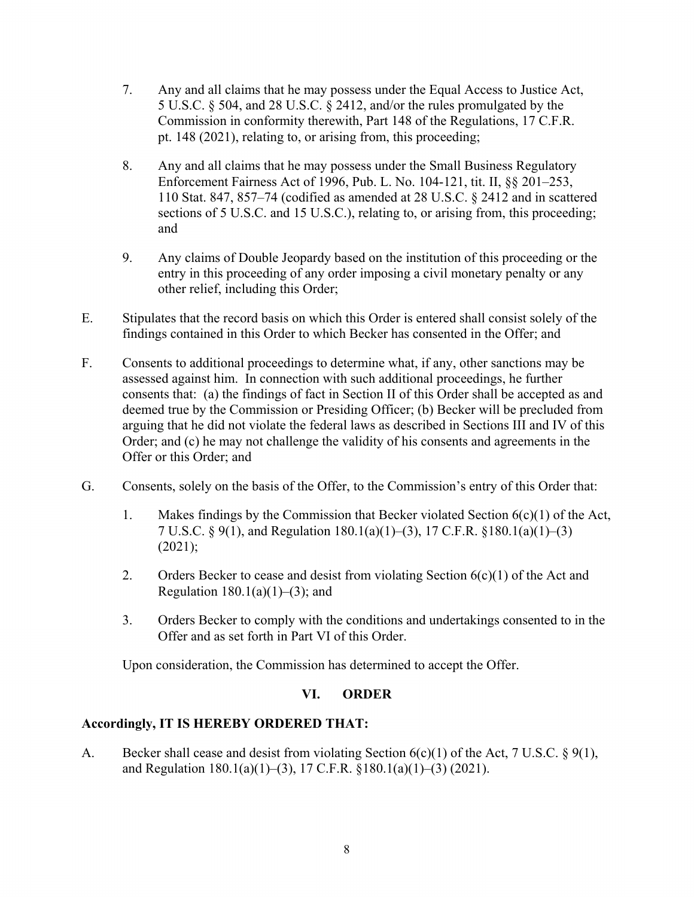7. Any and all claims that he may possess under the Equal Access to Justice Act, 5 U.S.C. § 504, and 28 U.S.C. § 2412, and/or the rules promulgated by the Commission in conformity therewith, Part 148 of the Regulations, 17 C.F.R. pt. 148 (2021), relating to, or arising from, this proceeding;

8. Any and all claims that he may possess under the Small Business Regulatory Enforcement Fairness Act of 1996, Pub. L. No. 104-121, tit. II, §§ 201–253, 110 Stat. 847, 857–74 (codified as amended at 28 U.S.C. § 2412 and in scattered sections of 5 U.S.C. and 15 U.S.C.), relating to, or arising from, this proceeding; and

9. Any claims of Double Jeopardy based on the institution of this proceeding or the entry in this proceeding of any order imposing a civil monetary penalty or any other relief, including this Order;

E. Stipulates that the record basis on which this Order is entered shall consist solely of the findings contained in this Order to which Becker has consented in the Offer; and

F. Consents to additional proceedings to determine what, if any, other sanctions may be assessed against him. In connection with such additional proceedings, he further consents that: (a) the findings of fact in Section II of this Order shall be accepted as and deemed true by the Commission or Presiding Officer; (b) Becker will be precluded from arguing that he did not violate the federal laws as described in Sections III and IV of this Order; and (c) he may not challenge the validity of his consents and agreements in the Offer or this Order; and

G. Consents, solely on the basis of the Offer, to the Commission's entry of this Order that:

1. Makes findings by the Commission that Becker violated Section 6(c)(1) of the Act, 7 U.S.C. § 9(1), and Regulation 180.1(a)(1)–(3), 17 C.F.R. §180.1(a)(1)–(3) (2021);

2. Orders Becker to cease and desist from violating Section 6(c)(1) of the Act and Regulation 180.1(a)(1)–(3); and

3. Orders Becker to comply with the conditions and undertakings consented to in the Offer and as set forth in Part VI of this Order.

Upon consideration, the Commission has determined to accept the Offer.

## VI. ORDER

**Accordingly, IT IS HEREBY ORDERED THAT:**

A. Becker shall cease and desist from violating Section 6(c)(1) of the Act, 7 U.S.C. § 9(1), and Regulation 180.1(a)(1)–(3), 17 C.F.R. §180.1(a)(1)–(3) (2021).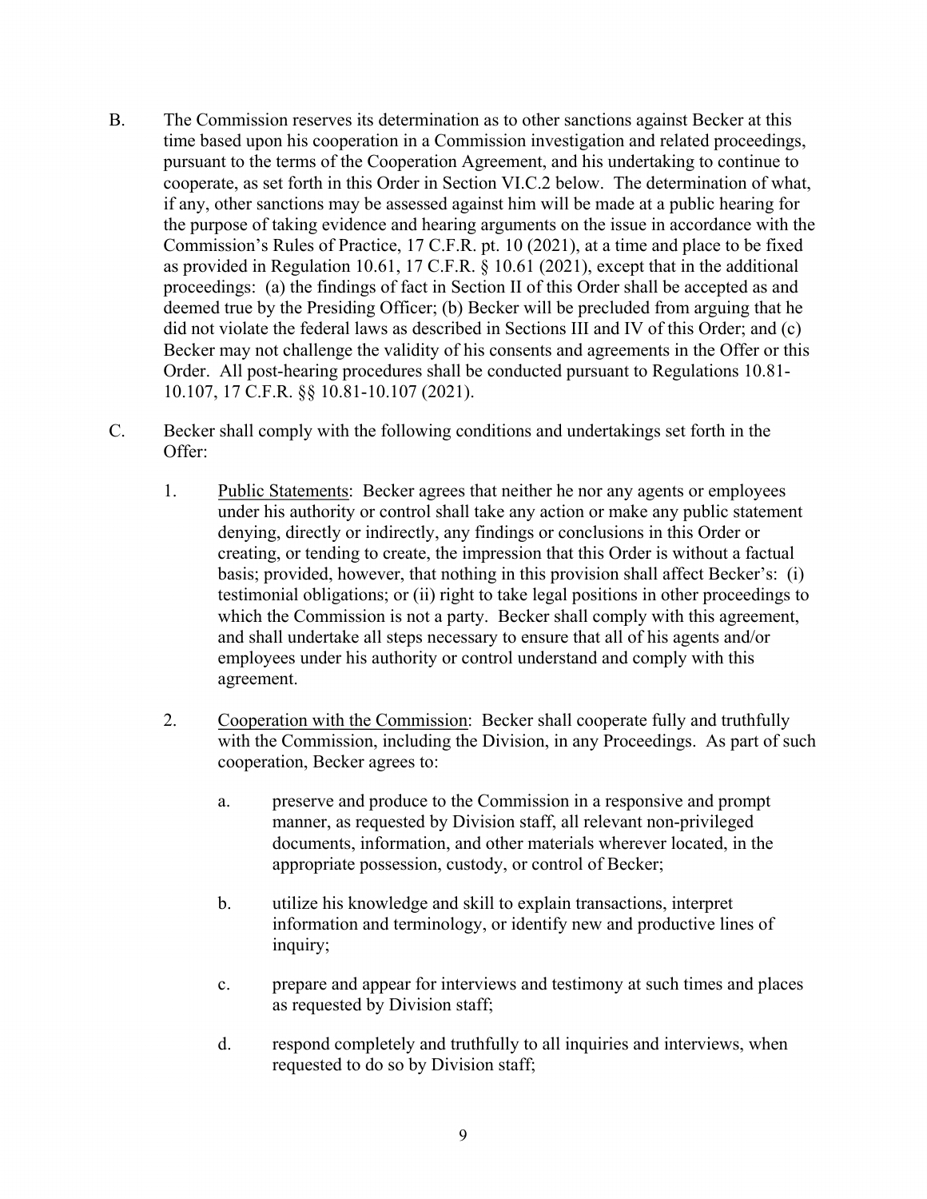B. The Commission reserves its determination as to other sanctions against Becker at this time based upon his cooperation in a Commission investigation and related proceedings, pursuant to the terms of the Cooperation Agreement, and his undertaking to continue to cooperate, as set forth in this Order in Section VI.C.2 below. The determination of what, if any, other sanctions may be assessed against him will be made at a public hearing for the purpose of taking evidence and hearing arguments on the issue in accordance with the Commission's Rules of Practice, 17 C.F.R. pt. 10 (2021), at a time and place to be fixed as provided in Regulation 10.61, 17 C.F.R. § 10.61 (2021), except that in the additional proceedings: (a) the findings of fact in Section II of this Order shall be accepted as and deemed true by the Presiding Officer; (b) Becker will be precluded from arguing that he did not violate the federal laws as described in Sections III and IV of this Order; and (c) Becker may not challenge the validity of his consents and agreements in the Offer or this Order. All post-hearing procedures shall be conducted pursuant to Regulations 10.81-10.107, 17 C.F.R. §§ 10.81-10.107 (2021).

C. Becker shall comply with the following conditions and undertakings set forth in the Offer:

1. Public Statements: Becker agrees that neither he nor any agents or employees under his authority or control shall take any action or make any public statement denying, directly or indirectly, any findings or conclusions in this Order or creating, or tending to create, the impression that this Order is without a factual basis; provided, however, that nothing in this provision shall affect Becker's: (i) testimonial obligations; or (ii) right to take legal positions in other proceedings to which the Commission is not a party. Becker shall comply with this agreement, and shall undertake all steps necessary to ensure that all of his agents and/or employees under his authority or control understand and comply with this agreement.

2. Cooperation with the Commission: Becker shall cooperate fully and truthfully with the Commission, including the Division, in any Proceedings. As part of such cooperation, Becker agrees to:

   a. preserve and produce to the Commission in a responsive and prompt manner, as requested by Division staff, all relevant non-privileged documents, information, and other materials wherever located, in the appropriate possession, custody, or control of Becker;

   b. utilize his knowledge and skill to explain transactions, interpret information and terminology, or identify new and productive lines of inquiry;

   c. prepare and appear for interviews and testimony at such times and places as requested by Division staff;

   d. respond completely and truthfully to all inquiries and interviews, when requested to do so by Division staff;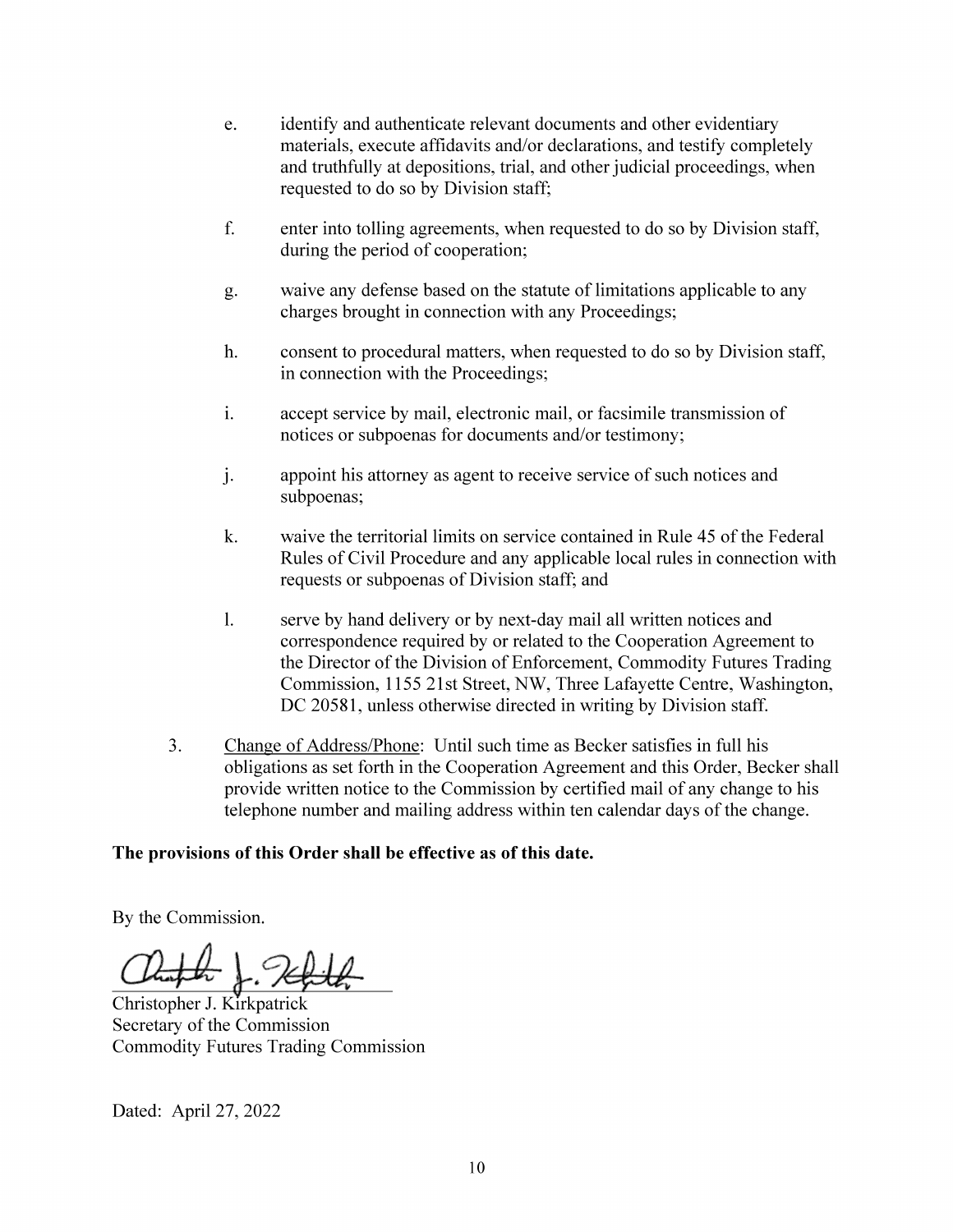e. identify and authenticate relevant documents and other evidentiary materials, execute affidavits and/or declarations, and testify completely and truthfully at depositions, trial, and other judicial proceedings, when requested to do so by Division staff;

f. enter into tolling agreements, when requested to do so by Division staff, during the period of cooperation;

g. waive any defense based on the statute of limitations applicable to any charges brought in connection with any Proceedings;

h. consent to procedural matters, when requested to do so by Division staff, in connection with the Proceedings;

i. accept service by mail, electronic mail, or facsimile transmission of notices or subpoenas for documents and/or testimony;

j. appoint his attorney as agent to receive service of such notices and subpoenas;

k. waive the territorial limits on service contained in Rule 45 of the Federal Rules of Civil Procedure and any applicable local rules in connection with requests or subpoenas of Division staff; and

l. serve by hand delivery or by next-day mail all written notices and correspondence required by or related to the Cooperation Agreement to the Director of the Division of Enforcement, Commodity Futures Trading Commission, 1155 21st Street, NW, Three Lafayette Centre, Washington, DC 20581, unless otherwise directed in writing by Division staff.

3. Change of Address/Phone: Until such time as Becker satisfies in full his obligations as set forth in the Cooperation Agreement and this Order, Becker shall provide written notice to the Commission by certified mail of any change to his telephone number and mailing address within ten calendar days of the change.

**The provisions of this Order shall be effective as of this date.**

By the Commission.

Christopher J. Kirkpatrick
Secretary of the Commission
Commodity Futures Trading Commission

Dated: April 27, 2022